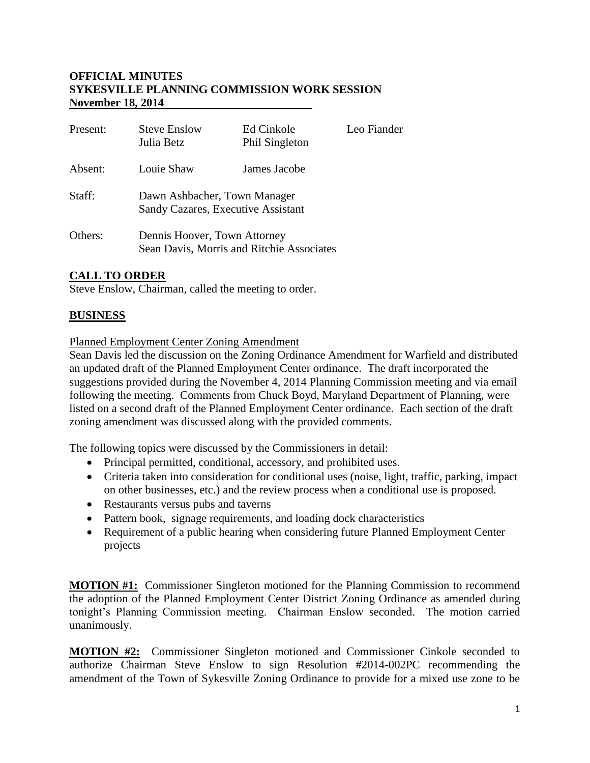**OFFICIAL MINUTES**
**SYKESVILLE PLANNING COMMISSION WORK SESSION**
**November 18, 2014**

| | | | |
|---|---|---|---|
| Present: | Steve Enslow<br>Julia Betz | Ed Cinkole<br>Phil Singleton | Leo Fiander |
| Absent: | Louie Shaw | James Jacobe | |
| Staff: | Dawn Ashbacher, Town Manager<br>Sandy Cazares, Executive Assistant | | |
| Others: | Dennis Hoover, Town Attorney<br>Sean Davis, Morris and Ritchie Associates | | |

## CALL TO ORDER

Steve Enslow, Chairman, called the meeting to order.

## BUSINESS

Planned Employment Center Zoning Amendment

Sean Davis led the discussion on the Zoning Ordinance Amendment for Warfield and distributed an updated draft of the Planned Employment Center ordinance. The draft incorporated the suggestions provided during the November 4, 2014 Planning Commission meeting and via email following the meeting. Comments from Chuck Boyd, Maryland Department of Planning, were listed on a second draft of the Planned Employment Center ordinance. Each section of the draft zoning amendment was discussed along with the provided comments.

The following topics were discussed by the Commissioners in detail:

- Principal permitted, conditional, accessory, and prohibited uses.
- Criteria taken into consideration for conditional uses (noise, light, traffic, parking, impact on other businesses, etc.) and the review process when a conditional use is proposed.
- Restaurants versus pubs and taverns
- Pattern book, signage requirements, and loading dock characteristics
- Requirement of a public hearing when considering future Planned Employment Center projects

**MOTION #1:** Commissioner Singleton motioned for the Planning Commission to recommend the adoption of the Planned Employment Center District Zoning Ordinance as amended during tonight's Planning Commission meeting. Chairman Enslow seconded. The motion carried unanimously.

**MOTION #2:** Commissioner Singleton motioned and Commissioner Cinkole seconded to authorize Chairman Steve Enslow to sign Resolution #2014-002PC recommending the amendment of the Town of Sykesville Zoning Ordinance to provide for a mixed use zone to be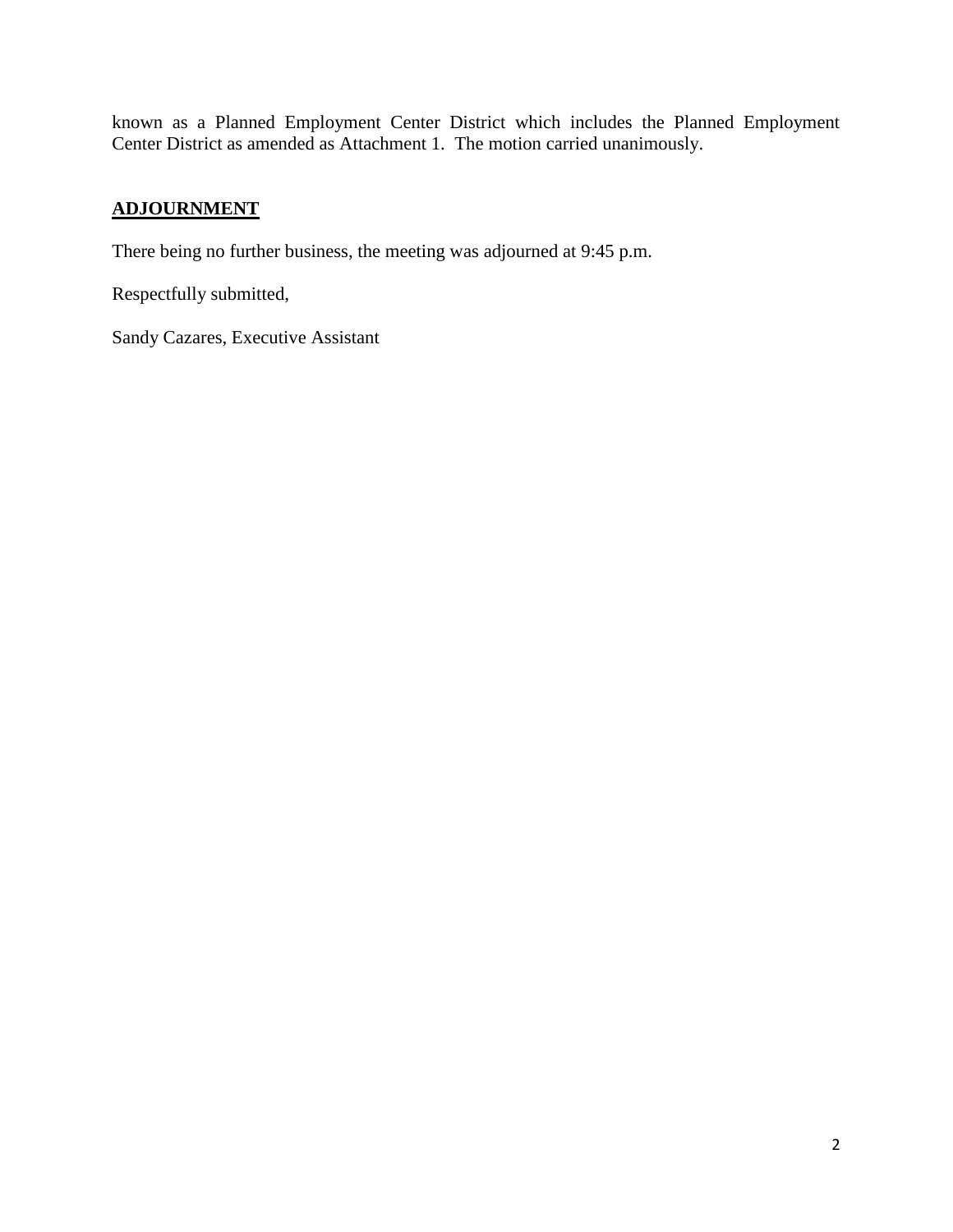known as a Planned Employment Center District which includes the Planned Employment Center District as amended as Attachment 1. The motion carried unanimously.

## **ADJOURNMENT**

There being no further business, the meeting was adjourned at 9:45 p.m.

Respectfully submitted,

Sandy Cazares, Executive Assistant